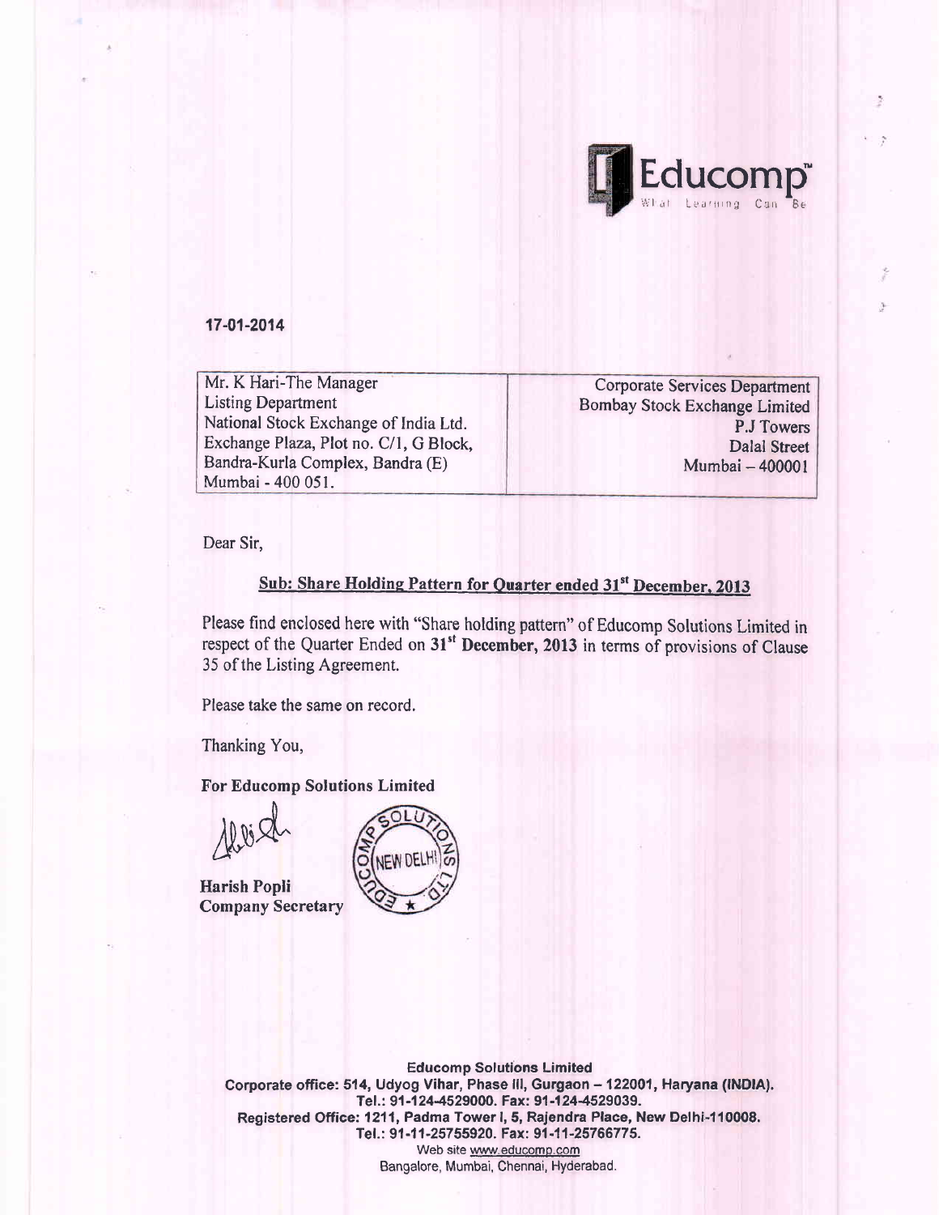Educomp™
What Learning Can Be

17-01-2014

| Mr. K Hari-The Manager<br>Listing Department<br>National Stock Exchange of India Ltd.<br>Exchange Plaza, Plot no. C/1, G Block,<br>Bandra-Kurla Complex, Bandra (E)<br>Mumbai - 400 051. | Corporate Services Department<br>Bombay Stock Exchange Limited<br>P.J Towers<br>Dalal Street<br>Mumbai – 400001 |
|---|---|

Dear Sir,

**Sub: Share Holding Pattern for Quarter ended 31st December, 2013**

Please find enclosed here with "Share holding pattern" of Educomp Solutions Limited in respect of the Quarter Ended on **31st December, 2013** in terms of provisions of Clause 35 of the Listing Agreement.

Please take the same on record.

Thanking You,

**For Educomp Solutions Limited**

**Harish Popli**
**Company Secretary**

**Educomp Solutions Limited**
**Corporate office: 514, Udyog Vihar, Phase III, Gurgaon – 122001, Haryana (INDIA).**
**Tel.: 91-124-4529000. Fax: 91-124-4529039.**
**Registered Office: 1211, Padma Tower I, 5, Rajendra Place, New Delhi-110008.**
**Tel.: 91-11-25755920. Fax: 91-11-25766775.**
Web site www.educomp.com
Bangalore, Mumbai, Chennai, Hyderabad.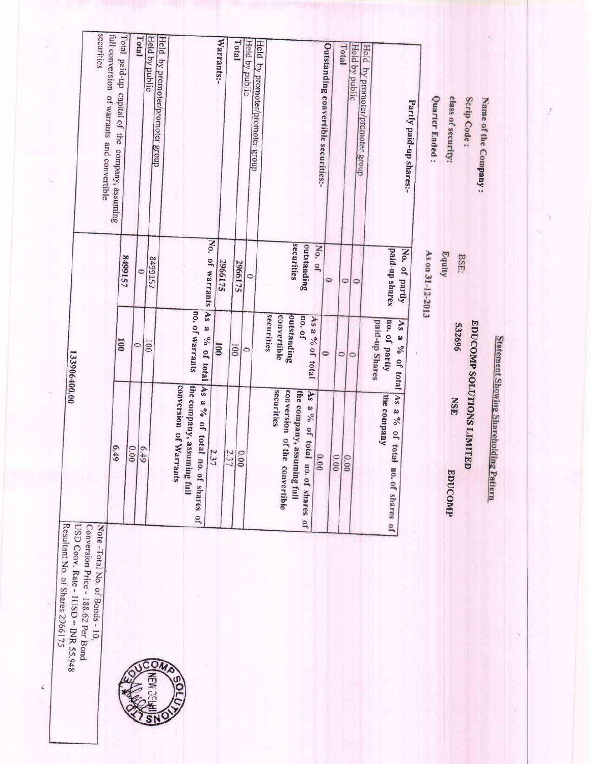## Statement Showing Shareholding Pattern

**Name of the Company :** EDUCOMP SOLUTIONS LIMITED

**Scrip Code :** BSE: 532696 NSE EDUCOMP

**class of security:** Equity

**Quarter Ended :** As on 31-12-2013

| Partly paid-up shares:- | No. of partly paid-up shares | As a % of total no. of partly paid-up Shares | As a % of total no. of shares of the company |
|---|---|---|---|
| Held by promoter/promoter group | 0 | 0 | 0.00 |
| Held by public | 0 | 0 | 0.00 |
| Total | 0 | 0 | 0.00 |
| **Outstanding convertible securities:-** | No. of outstanding securities | As a % of total no. of outstanding convertible securities | As a % of total no. of shares of the company, assuming full conversion of the convertible securities |
| Held by promoter/promoter group | 0 | 0 | 0.00 |
| Held by public | 2966175 | 100 | 2.37 |
| **Total** | 2966175 | 100 | 2.37 |
| **Warrants:-** | No. of warrants | As a % of total no. of warrants | As a % of total no. of shares of the company, assuming full conversion of Warrants |
| Held by promoter/promoter group | 8499157 | 100 | 6.49 |
| Held by public | 0 | 0 | 0.00 |
| **Total** | 8499157 | 100 | 6.49 |
| Total paid-up capital of the company, assuming full conversion of warrants and convertible securities | 133906400.00 | | |

Note - Total No. of Bonds - 10,
Conversion Price - 188.62 Per Bond
USD Conv. Rate - 1USD = INR 55.948
Resultant No. of Shares 2966175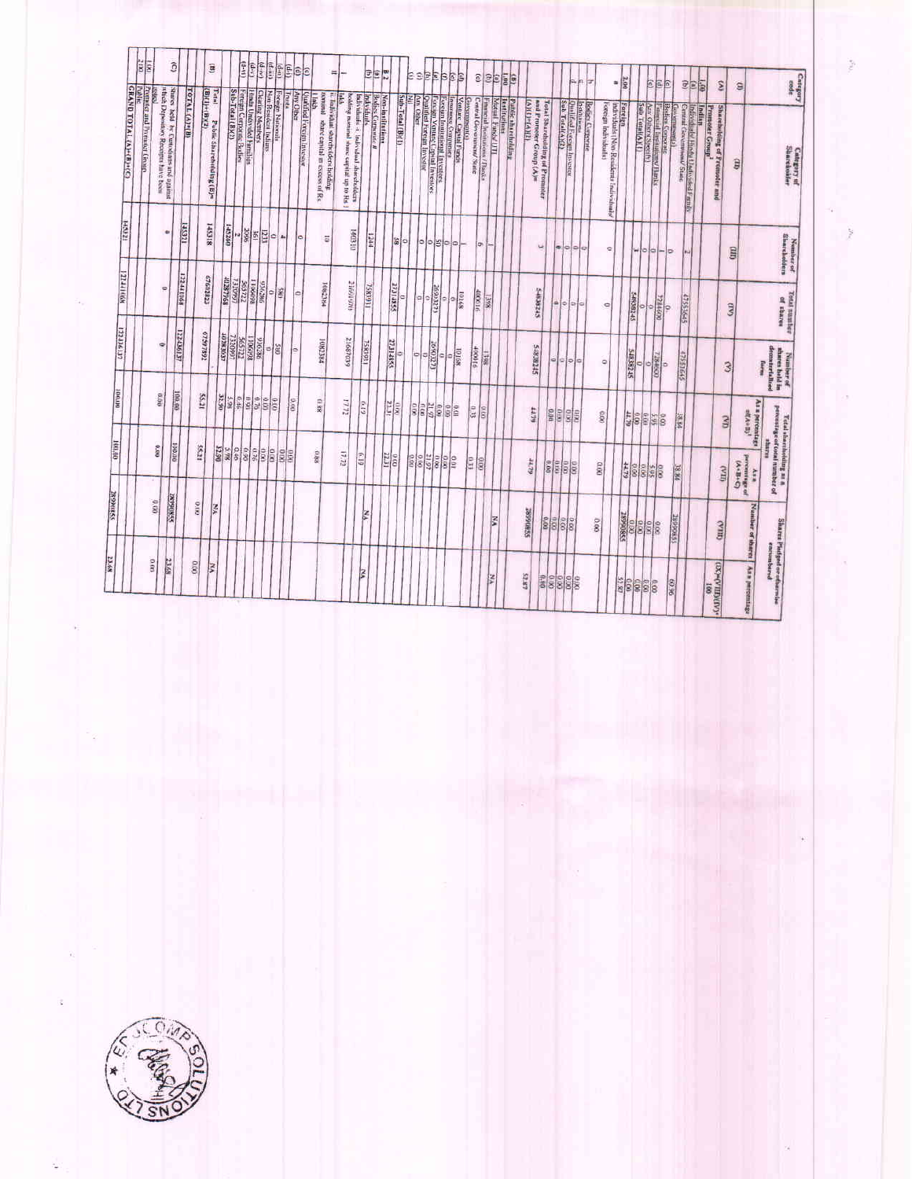| Category code | Category of Shareholder | Number of Shareholders | Total number of shares | Number of shares held in dematerialized form | Total shareholding as a percentage of total number of shares | | Shares Pledged or otherwise encumbered | |
|---|---|---|---|---|---|---|---|---|
| | | | | | As a percentage of (A+B)[1] | As a percentage of (A+B+C) | Number of shares | As a percentage |
| (I) | (II) | (III) | (IV) | (V) | (VI) | (VII) | (VIII) | (IX)= (VIII)/(IV)*100 |
| (A) | Shareholding of Promoter and Promoter Group[2] | | | | | | | |
| 1 | Indian | | | | | | | |
| (a) | Individuals/ Hindu Undivided Family | 2 | 47553645 | 47553645 | 38.84 | 38.84 | 28990855 | 60.96 |
| (b) | Central Government/ State Government(s) | 0 | 0 | 0 | 0.00 | 0.00 | 0.00 | 0.00 |
| (c) | Bodies Corporate | 1 | 7284600 | 7284600 | 5.95 | 5.95 | 0.00 | 0.00 |
| (d) | Financial Institutions/ Banks | 0 | 0 | 0 | 0.00 | 0.00 | 0.00 | 0.00 |
| (e) | Any Others(Specify) | 0 | 0 | 0 | 0.00 | 0.00 | 0.00 | 0.00 |
| | Sub Total(A)(1) | 3 | 54838245 | 54838245 | 44.79 | 44.79 | 28990855 | 52.87 |
| 2 | Foreign | | | | | | | |
| a | Individuals (Non-Residents Individuals/ Foreign Individuals) | 0 | 0 | 0 | 0.00 | 0.00 | 0.00 | 0.00 |
| b | Bodies Corporate | 0 | 0 | 0 | 0.00 | 0.00 | 0.00 | 0.00 |
| c | Institutions | 0 | 0 | 0 | 0.00 | 0.00 | 0.00 | 0.00 |
| d | Qualified Foreign Investor | 0 | 0 | 0 | 0.00 | 0.00 | 0.00 | 0.00 |
| | Sub Total(A)(2) | 0 | 0 | 0 | 0.00 | 0.00 | 0.00 | 0.00 |
| | Total Shareholding of Promoter and Promoter Group (A)= (A)(1)+(A)(2) | 3 | 54838245 | 54838245 | 44.79 | 44.79 | 28990855 | 52.87 |
| (B) | Public shareholding | | | | | | NA | NA |
| 1 | Institutions | | | | | | | |
| (a) | Mutual Funds/ UTI | 0 | 0 | 0 | 0.00 | 0.00 | | |
| (b) | Financial Institutions / Banks | 1 | 1398 | 1398 | 0.00 | 0.00 | | |
| (c) | Central Government/ State Government(s) | 6 | 400016 | 400016 | 0.33 | 0.33 | | |
| (d) | Venture Capital Funds | 1 | 10168 | 10168 | 0.01 | 0.01 | | |
| (e) | Insurance Companies | 0 | 0 | 0 | 0.00 | 0.00 | | |
| (f) | Foreign Institutional Investors | 50 | 26903273 | 26903273 | 21.97 | 21.97 | | |
| (g) | Foreign Venture Capital Investors | 0 | 0 | 0 | 0.00 | 0.00 | | |
| (h) | Qualified Foreign Investor | 0 | 0 | 0 | 0.00 | 0.00 | | |
| (i) | Any Other | 0 | 0 | 0 | 0.00 | 0.00 | | |
| | Sub-Total (B)(1) | 58 | 27314855 | 27314855 | 22.31 | 22.31 | | |
| B 2 | Non-institutions | | | | | | NA | NA |
| (a) | Bodies Corporate | 1244 | 7583901 | 7583901 | 6.19 | 6.19 | | |
| (b) | Individuals - i. Individual shareholders holding nominal share capital up to Rs 1 lakh | 140310 | 21691970 | 21687039 | 17.72 | 17.72 | | |
| | ii. Individual shareholders holding nominal share capital in excess of Rs. 1 lakh. | 10 | 1082384 | 1082384 | 0.88 | 0.88 | | |
| (c) | Qualified Foreign Investor | 0 | 0 | 0 | 0.00 | 0.00 | | |
| (d) | Any Other | | | | | | | |
| (d-i) | Trust | 4 | 580 | 580 | 0.00 | 0.00 | | |
| (d-ii) | Foreign Nationals | 0 | 0 | 0 | 0.00 | 0.00 | | |
| (d-iii) | Non Resident Indians | 1233 | 936286 | 936286 | 0.76 | 0.76 | | |
| (d-iv) | Clearing Members | 361 | 1106398 | 1106398 | 0.90 | 0.90 | | |
| (d-v) | Hindu Undivided Families | 2096 | 565452 | 565452 | 0.46 | 0.46 | | |
| (d-vi) | Foreign Corporate Bodies | 2 | 7320997 | 7320997 | 5.98 | 5.98 | | |
| | Sub-Total (B)(2) | 145260 | 40287968 | 40283037 | 32.90 | 32.90 | | |
| (B) | Total Public Shareholding (B)= (B)(1)+(B)(2) | 145318 | 67602823 | 67597892 | 55.21 | 55.21 | NA | NA |
| | TOTAL (A)+(B) | 145321 | 122441068 | 122436137 | 100.00 | 100.00 | 28990855 | 23.68 |
| (C) | Shares held by Custodians and against which Depository Receipts have been issued | 0 | 0 | 0 | 0.00 | 0.00 | 0.00 | 0.00 |
| 1 | Promoter and Promoter Group | | | | | | | |
| 2 | Public | | | | | | | |
| | GRAND TOTAL (A)+(B)+(C) | 145321 | 122441068 | 122436137 | 100.00 | 100.00 | 28990855 | 23.68 |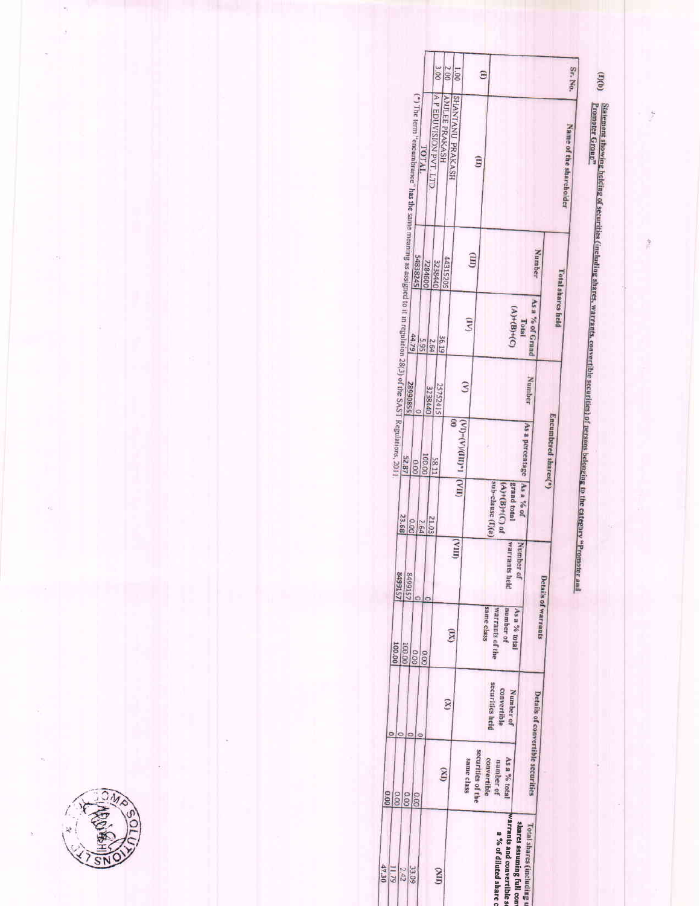**(I)(b) Statement showing holding of securities (including shares, warrants, convertible securities) of persons belonging to the category "Promoter and Promoter Group"**

| Sr. No. | Name of the shareholder | Total shares held | | Encumbered shares(*) | | | Details of warrants | | Details of convertible securities | | Total shares (including underlying shares assuming full conversion of warrants and convertible securities) as a % of diluted share capital |
|---|---|---|---|---|---|---|---|---|---|---|---|
| | | Number | As a % of Grand Total (A)+(B)+(C) | Number | As a percentage | As a % of grand total (A)+(B)+(C) of sub-clause (I)(a) | Number of warrants held | As a % total number of warrants of the same class | Number of convertible securities held | As a % total number of convertible securities of the same class | |
| (I) | (II) | (III) | (IV) | (V) | (VI)=(V)/(III)*100 | (VII) | (VIII) | (IX) | (X) | (XI) | (XII) |
| 1.00 | SHANTANU PRAKASH | 44315205 | 36.19 | 25752415 | 58.11 | 21.03 | 0 | 0.00 | 0 | 0.00 | 33.09 |
| 2.00 | ANJLEE PRAKASH | 3238440 | 2.64 | 3238440 | 100.00 | 2.64 | 8499157 | 100.00 | 0 | 0.00 | 2.42 |
| 3.00 | A P EDUVISION PVT LTD | 7284600 | 5.95 | 0 | 0.00 | 0.00 | 0 | 0.00 | 0 | 0.00 | 11.79 |
| | TOTAL | 54838245 | 44.79 | 28990855 | 52.87 | 23.68 | 8499157 | 100.00 | 0 | 0.00 | 47.30 |

(*) The term "encumbrance" has the same meaning as assigned to it in regulation 28(3) of the SAST Regulations, 2011.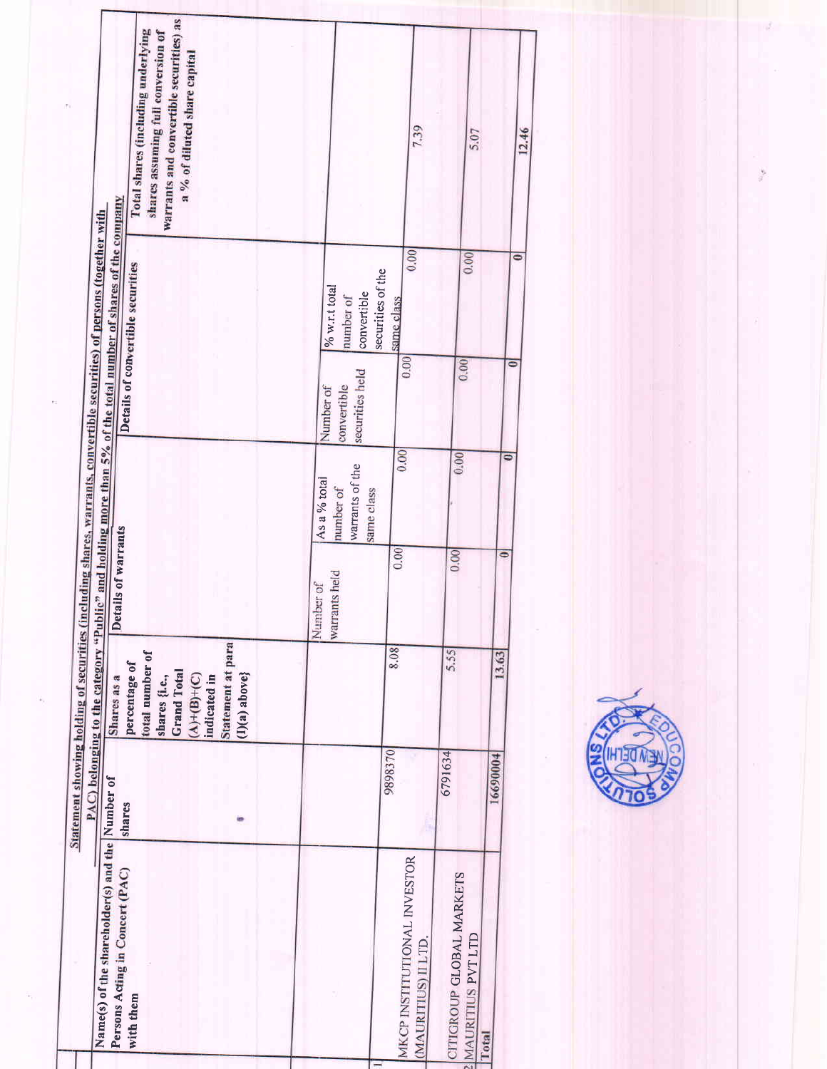**Statement showing holding of securities (including shares, warrants, convertible securities) of persons (together with PAC) belonging to the category "Public" and holding more than 5% of the total number of shares of the company**

| | Name(s) of the shareholder(s) and the Persons Acting in Concert (PAC) with them | Number of shares | Shares as a percentage of total number of shares {i.e., Grand Total (A)+(B)+(C) indicated in Statement at para (I)(a) above} | Details of warrants | | Details of convertible securities | | Total shares (including underlying shares assuming full conversion of warrants and convertible securities) as a % of diluted share capital |
|---|---|---|---|---|---|---|---|---|
| | | | | Number of warrants held | As a % total number of warrants of the same class | Number of convertible securities held | % w.r.t total number of convertible securities of the same class | |
| 1 | MKCP INSTITUTIONAL INVESTOR (MAURITIUS) II LTD. | 9898370 | 8.08 | 0.00 | 0.00 | 0.00 | 0.00 | 7.39 |
| 2 | CITIGROUP GLOBAL MARKETS MAURITIUS PVT LTD | 6791634 | 5.55 | 0.00 | 0.00 | 0.00 | 0.00 | 5.07 |
| | Total | 16690004 | 13.63 | 0 | 0 | 0 | 0 | 12.46 |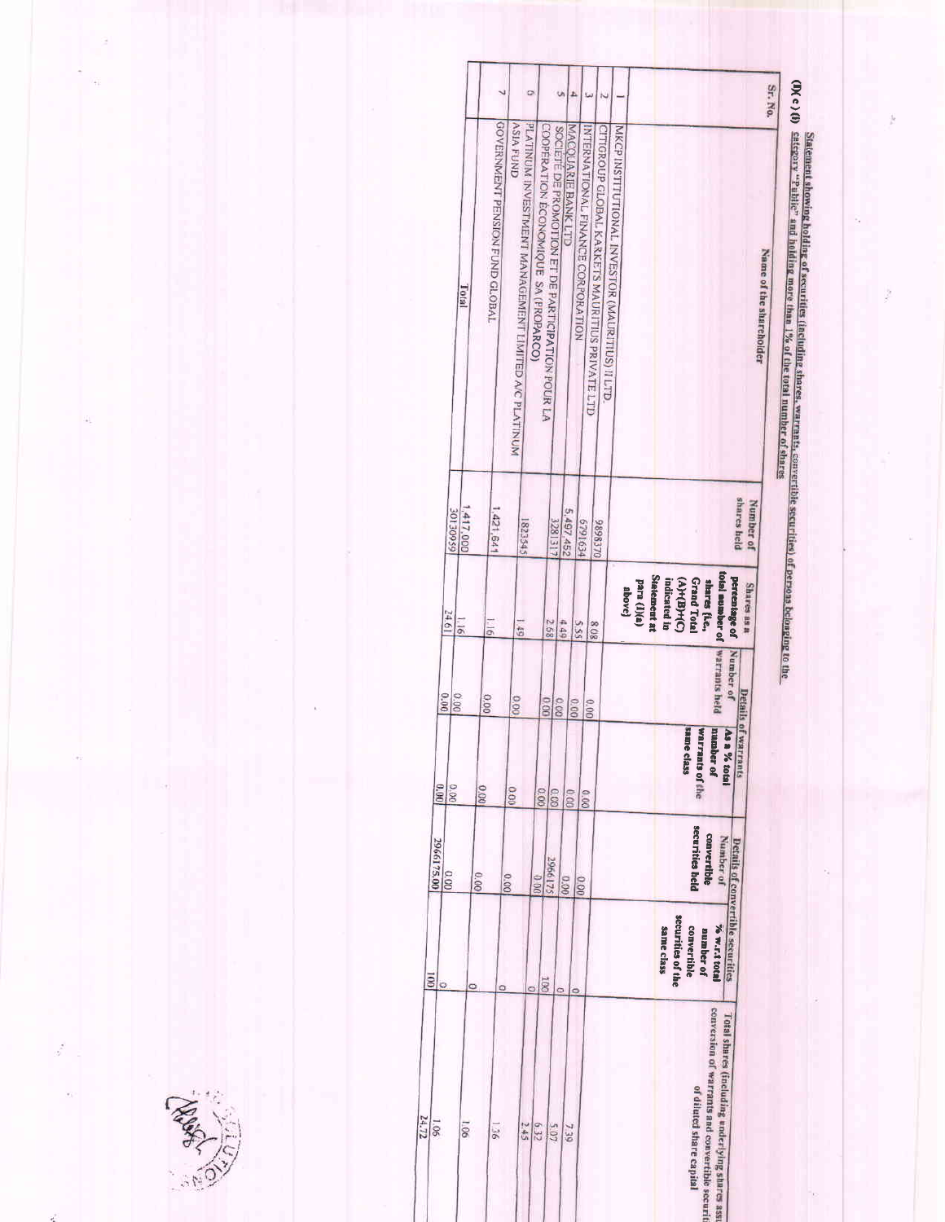**(I)(c)(i)** Statement showing holding of securities (including shares, warrants, convertible securities) of persons belonging to the category "Public" and holding more than 1% of the total number of shares

| Sr. No. | Name of the shareholder | Number of shares held | Shares as a percentage of total number of shares {i.e., Grand Total (A)+(B)+(C) indicated in Statement at para (I)(a) above} | Details of warrants | | Details of convertible securities | | Total shares (including underlying shares assuming full conversion of warrants and convertible securities) as a % of diluted share capital |
|---|---|---|---|---|---|---|---|---|
| | | | | Number of warrants held | As a % total number of warrants of the same class | Number of convertible securities held | % w.r.t total number of convertible securities of the same class | |
| 1 | MKCP INSTITUTIONAL INVESTOR (MAURITIUS) II LTD. | 9898370 | 8.08 | 0.00 | 0.00 | 0.00 | 0 | 7.39 |
| 2 | CITIGROUP GLOBAL KARKETS MAURITIUS PRIVATE LTD | 6791634 | 5.55 | 0.00 | 0.00 | 0.00 | 0 | 5.07 |
| 3 | INTERNATIONAL FINANCE CORPORATION | 5,497,452 | 4.49 | 0.00 | 0.00 | 2966175 | 100 | 6.32 |
| 4 | MACQUARIE BANK LTD | 3281317 | 2.68 | 0.00 | 0.00 | 0.00 | 0 | 2.45 |
| 5 | SOCIETE DE PROMOTION ET DE PARTICIPATION POUR LA COOPERATION ECONOMIQUE SA (PROPARCO) | 1823545 | 1.49 | 0.00 | 0.00 | 0.00 | 0 | 1.36 |
| 6 | PLATINUM INVESTMENT MANAGEMENT LIMITED A/C PLATINUM ASIA FUND | 1,421,641 | 1.16 | 0.00 | 0.00 | 0.00 | 0 | 1.06 |
| 7 | GOVERNMENT PENSION FUND GLOBAL | 1,417,000 | 1.16 | 0.00 | 0.00 | 0.00 | 0 | 1.06 |
| | **Total** | 30130959 | 24.61 | 0.00 | 0.00 | 2966175.00 | 100 | 24.72 |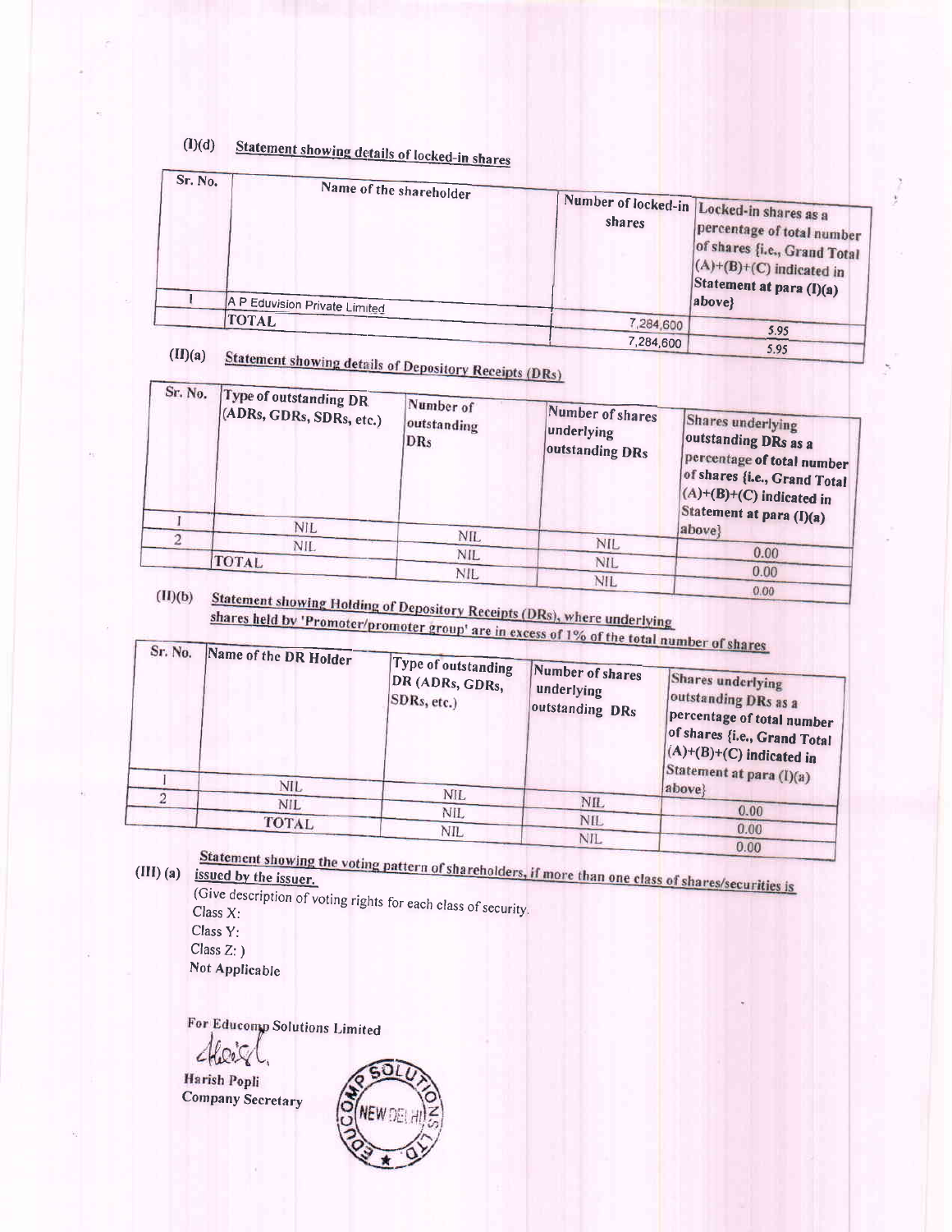### (I)(d) Statement showing details of locked-in shares

| Sr. No. | Name of the shareholder | Number of locked-in shares | Locked-in shares as a percentage of total number of shares {i.e., Grand Total (A)+(B)+(C) indicated in Statement at para (I)(a) above} |
|---|---|---|---|
| 1 | A P Eduvision Private Limited | 7,284,600 | 5.95 |
| | TOTAL | 7,284,600 | 5.95 |

### (II)(a) Statement showing details of Depository Receipts (DRs)

| Sr. No. | Type of outstanding DR (ADRs, GDRs, SDRs, etc.) | Number of outstanding DRs | Number of shares underlying outstanding DRs | Shares underlying outstanding DRs as a percentage of total number of shares {i.e., Grand Total (A)+(B)+(C) indicated in Statement at para (I)(a) above} |
|---|---|---|---|---|
| 1 | NIL | NIL | NIL | 0.00 |
| 2 | NIL | NIL | NIL | 0.00 |
| | TOTAL | NIL | NIL | 0.00 |

### (II)(b) Statement showing Holding of Depository Receipts (DRs), where underlying shares held by 'Promoter/promoter group' are in excess of 1% of the total number of shares

| Sr. No. | Name of the DR Holder | Type of outstanding DR (ADRs, GDRs, SDRs, etc.) | Number of shares underlying outstanding DRs | Shares underlying outstanding DRs as a percentage of total number of shares {i.e., Grand Total (A)+(B)+(C) indicated in Statement at para (I)(a) above} |
|---|---|---|---|---|
| 1 | NIL | NIL | NIL | 0.00 |
| 2 | NIL | NIL | NIL | 0.00 |
| | TOTAL | NIL | NIL | 0.00 |

### (III) (a) Statement showing the voting pattern of shareholders, if more than one class of shares/securities is issued by the issuer.

(Give description of voting rights for each class of security.

Class X:

Class Y:

Class Z: )

Not Applicable

For Educomp Solutions Limited

Harish Popli

Company Secretary